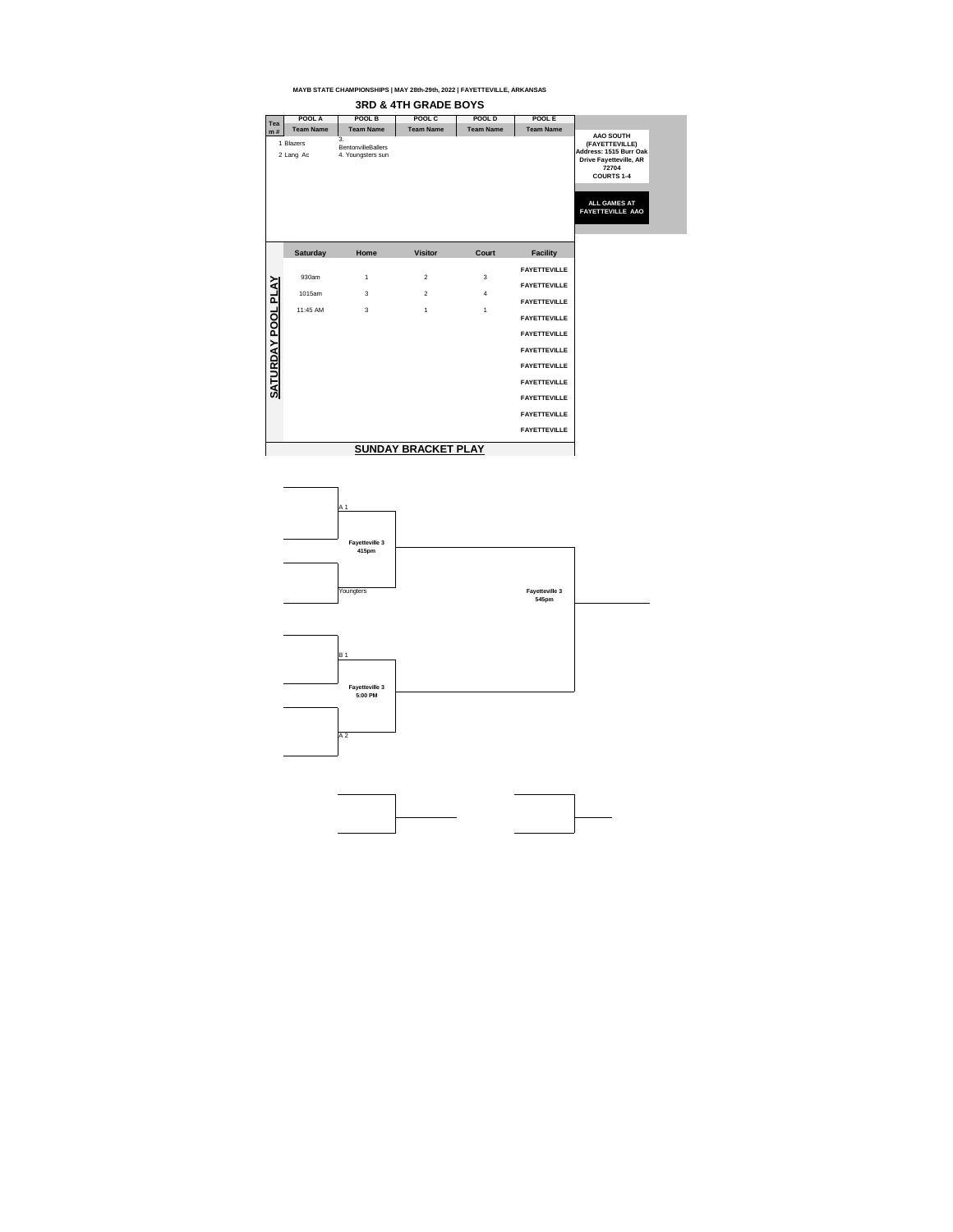MAYB STATE CHAMPIONSHIPS | MAY 28th-29th, 2022 | FAYETTEVILLE, ARKANSAS

## 3RD & 4TH GRADE BOYS

| Team # | POOL A | POOL B | POOL C | POOL D | POOL E |
|---|---|---|---|---|---|
| | Team Name | Team Name | Team Name | Team Name | Team Name |
| | 1 Blazers | 3. BentonvilleBallers | | | |
| | 2 Lang Ac | 4. Youngsters sun | | | |

**AAO SOUTH (FAYETTEVILLE)**
**Address: 1515 Burr Oak Drive Fayetteville, AR 72704**
**COURTS 1-4**

**ALL GAMES AT FAYETTEVILLE AAO**

**SATURDAY POOL PLAY**

| Saturday | Home | Visitor | Court | Facility |
|---|---|---|---|---|
| | | | | FAYETTEVILLE |
| 930am | 1 | 2 | 3 | FAYETTEVILLE |
| 1015am | 3 | 2 | 4 | FAYETTEVILLE |
| 11:45 AM | 3 | 1 | 1 | FAYETTEVILLE |
| | | | | FAYETTEVILLE |
| | | | | FAYETTEVILLE |
| | | | | FAYETTEVILLE |
| | | | | FAYETTEVILLE |
| | | | | FAYETTEVILLE |
| | | | | FAYETTEVILLE |
| | | | | FAYETTEVILLE |

## SUNDAY BRACKET PLAY

A 1

**Fayetteville 3**
**415pm**

Youngters

**Fayetteville 3**
**545pm**

B 1

**Fayetteville 3**
**5:00 PM**

A 2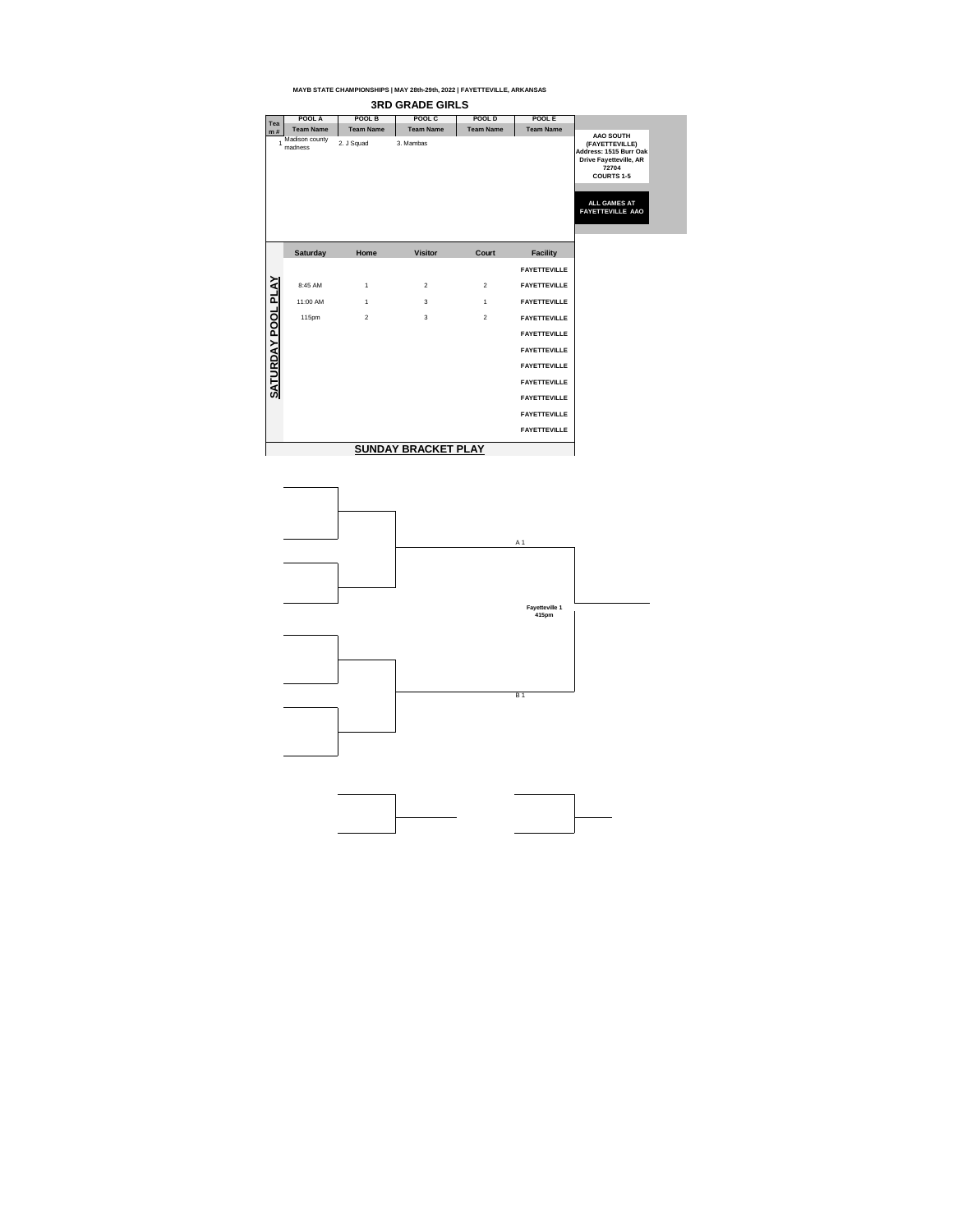MAYB STATE CHAMPIONSHIPS | MAY 28th-29th, 2022 | FAYETTEVILLE, ARKANSAS

## 3RD GRADE GIRLS

| Team # | POOL A | POOL B | POOL C | POOL D | POOL E |
|---|---|---|---|---|---|
| | Team Name | Team Name | Team Name | Team Name | Team Name |
| 1 | Madison county madness | 2. J Squad | 3. Mambas | | |

**AAO SOUTH (FAYETTEVILLE)**
**Address: 1515 Burr Oak Drive Fayetteville, AR 72704**
**COURTS 1-5**

**ALL GAMES AT FAYETTEVILLE AAO**

### SATURDAY POOL PLAY

| Saturday | Home | Visitor | Court | Facility |
|---|---|---|---|---|
| | | | | FAYETTEVILLE |
| 8:45 AM | 1 | 2 | 2 | FAYETTEVILLE |
| 11:00 AM | 1 | 3 | 1 | FAYETTEVILLE |
| 115pm | 2 | 3 | 2 | FAYETTEVILLE |
| | | | | FAYETTEVILLE |
| | | | | FAYETTEVILLE |
| | | | | FAYETTEVILLE |
| | | | | FAYETTEVILLE |
| | | | | FAYETTEVILLE |
| | | | | FAYETTEVILLE |
| | | | | FAYETTEVILLE |

### SUNDAY BRACKET PLAY

A 1

Fayetteville 1
415pm

B 1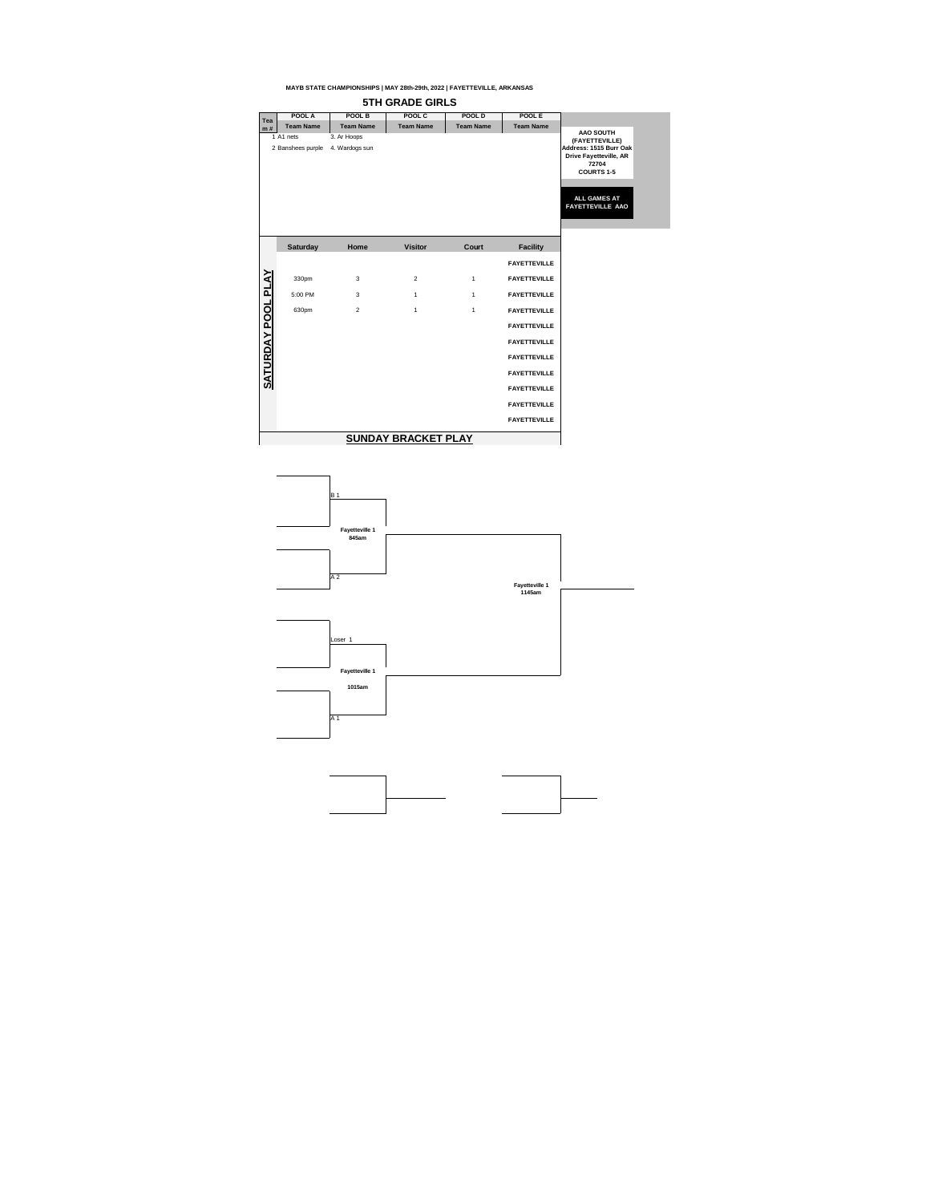MAYB STATE CHAMPIONSHIPS | MAY 28th-29th, 2022 | FAYETTEVILLE, ARKANSAS

## 5TH GRADE GIRLS

| Team # | POOL A Team Name | POOL B Team Name | POOL C Team Name | POOL D Team Name | POOL E Team Name |
|---|---|---|---|---|---|
| 1 | A1 nets | 3. Ar Hoops | | | |
| 2 | Banshees purple | 4. Wardogs sun | | | |

AAO SOUTH (FAYETTEVILLE)
Address: 1515 Burr Oak Drive Fayetteville, AR 72704
COURTS 1-5

ALL GAMES AT FAYETTEVILLE AAO

### SATURDAY POOL PLAY

| Saturday | Home | Visitor | Court | Facility |
|---|---|---|---|---|
| | | | | FAYETTEVILLE |
| 330pm | 3 | 2 | 1 | FAYETTEVILLE |
| 5:00 PM | 3 | 1 | 1 | FAYETTEVILLE |
| 630pm | 2 | 1 | 1 | FAYETTEVILLE |
| | | | | FAYETTEVILLE |
| | | | | FAYETTEVILLE |
| | | | | FAYETTEVILLE |
| | | | | FAYETTEVILLE |
| | | | | FAYETTEVILLE |
| | | | | FAYETTEVILLE |
| | | | | FAYETTEVILLE |

### SUNDAY BRACKET PLAY

B 1 vs A 2 — Fayetteville 1, 845am

Loser 1 vs A 1 — Fayetteville 1, 1015am

Final — Fayetteville 1, 1145am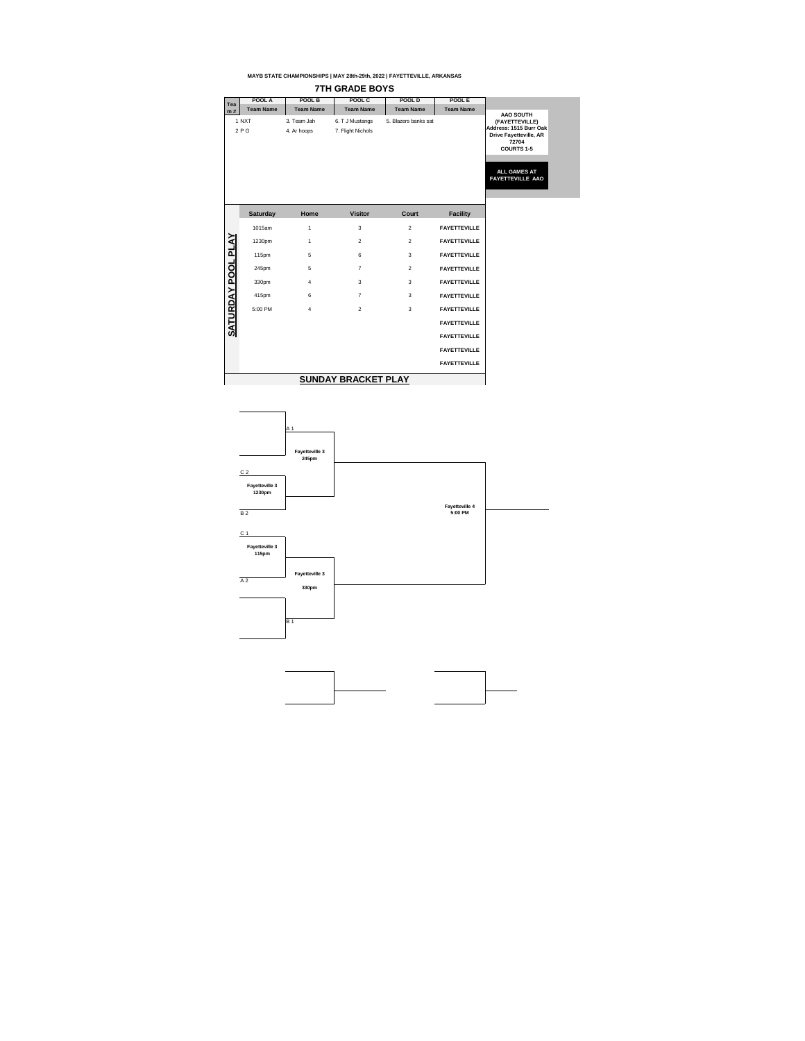MAYB STATE CHAMPIONSHIPS | MAY 28th-29th, 2022 | FAYETTEVILLE, ARKANSAS

## 7TH GRADE BOYS

| Team # | POOL A Team Name | POOL B Team Name | POOL C Team Name | POOL D Team Name | POOL E Team Name |
|---|---|---|---|---|---|
| | 1 NXT | 3. Team Jah | 6. T J Mustangs | 5. Blazers banks sat | |
| | 2 P G | 4. Ar hoops | 7. Flight Nichols | | |

**AAO SOUTH (FAYETTEVILLE)**
**Address: 1515 Burr Oak Drive Fayetteville, AR 72704**
**COURTS 1-5**

**ALL GAMES AT FAYETTEVILLE AAO**

### SATURDAY POOL PLAY

| Saturday | Home | Visitor | Court | Facility |
|---|---|---|---|---|
| 1015am | 1 | 3 | 2 | FAYETTEVILLE |
| 1230pm | 1 | 2 | 2 | FAYETTEVILLE |
| 115pm | 5 | 6 | 3 | FAYETTEVILLE |
| 245pm | 5 | 7 | 2 | FAYETTEVILLE |
| 330pm | 4 | 3 | 3 | FAYETTEVILLE |
| 415pm | 6 | 7 | 3 | FAYETTEVILLE |
| 5:00 PM | 4 | 2 | 3 | FAYETTEVILLE |
| | | | | FAYETTEVILLE |
| | | | | FAYETTEVILLE |
| | | | | FAYETTEVILLE |
| | | | | FAYETTEVILLE |

### SUNDAY BRACKET PLAY

- A 1 vs. winner of (C 2 vs. B 2 — Fayetteville 3, 1230pm) — Fayetteville 3, 245pm
- B 1 vs. winner of (C 1 vs. A 2 — Fayetteville 3, 115pm) — Fayetteville 3, 330pm
- Championship — Fayetteville 4, 5:00 PM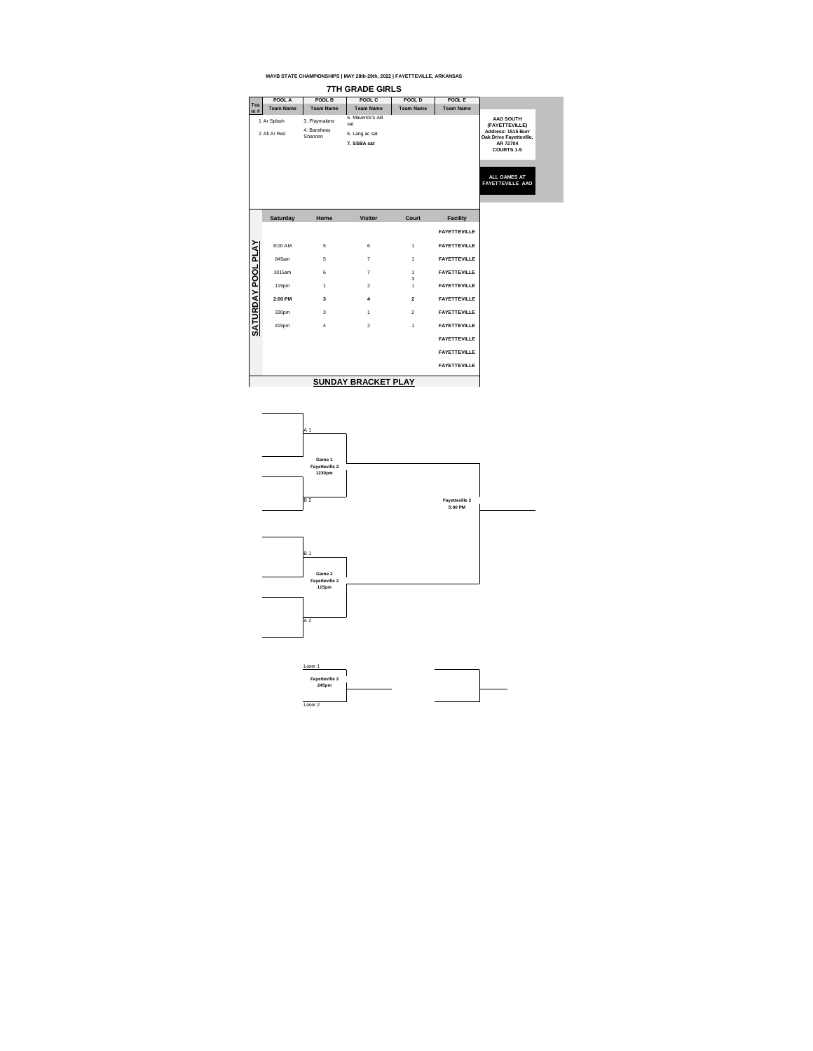MAYB STATE CHAMPIONSHIPS | MAY 28th-29th, 2022 | FAYETTEVILLE, ARKANSAS

## 7TH GRADE GIRLS

| Team # | POOL A | POOL B | POOL C | POOL D | POOL E |
|---|---|---|---|---|---|
| | Team Name | Team Name | Team Name | Team Name | Team Name |
| | 1 Ar Splash | 3. Playmakers | 5. Maverick's AB sat | | |
| | 2 All Ar Red | 4. Banshees Shannon | 6. Lang ac sat | | |
| | | | **7. SSBA sat** | | |

**AAO SOUTH (FAYETTEVILLE)**
**Address: 1515 Burr Oak Drive Fayetteville, AR 72704**
**COURTS 1-5**

**ALL GAMES AT FAYETTEVILLE AAO**

### SATURDAY POOL PLAY

| Saturday | Home | Visitor | Court | Facility |
|---|---|---|---|---|
| | | | | FAYETTEVILLE |
| 8:00 AM | 5 | 6 | 1 | FAYETTEVILLE |
| 845am | 5 | 7 | 1 | FAYETTEVILLE |
| 1015am | 6 | 7 | 1<br>3 | FAYETTEVILLE |
| 115pm | 1 | 2 | 1 | FAYETTEVILLE |
| **2:00 PM** | **3** | **4** | **2** | FAYETTEVILLE |
| 330pm | 3 | 1 | 2 | FAYETTEVILLE |
| 415pm | 4 | 2 | 1 | FAYETTEVILLE |
| | | | | FAYETTEVILLE |
| | | | | FAYETTEVILLE |
| | | | | FAYETTEVILLE |

### SUNDAY BRACKET PLAY

A 1

**Game 1**
**Fayetteville 2**
**1230pm**

B 2

**Fayetteville 2**
**5:00 PM**

B 1

**Game 2**
**Fayetteville 2**
**115pm**

A 2

Loser 1

**Fayetteville 2**
**245pm**

Loser 2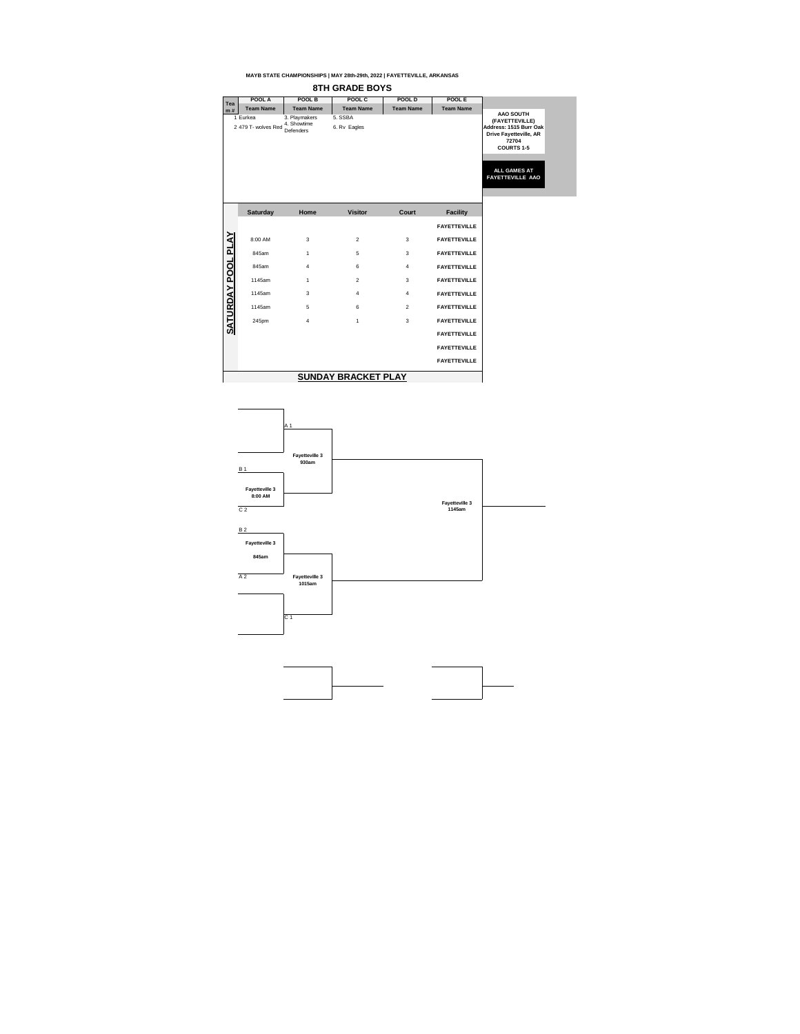MAYB STATE CHAMPIONSHIPS | MAY 28th-29th, 2022 | FAYETTEVILLE, ARKANSAS

## 8TH GRADE BOYS

| Team # | POOL A Team Name | POOL B Team Name | POOL C Team Name | POOL D Team Name | POOL E Team Name |
|---|---|---|---|---|---|
| 1 | Eurkea | 3. Playmakers | 5. SSBA | | |
| 2 | 479 T- wolves Red | 4. Showtime Defenders | 6. Rv Eagles | | |

**AAO SOUTH (FAYETTEVILLE)**
**Address: 1515 Burr Oak Drive Fayetteville, AR 72704**
**COURTS 1-5**

**ALL GAMES AT FAYETTEVILLE AAO**

### SATURDAY POOL PLAY

| Saturday | Home | Visitor | Court | Facility |
|---|---|---|---|---|
| | | | | FAYETTEVILLE |
| 8:00 AM | 3 | 2 | 3 | FAYETTEVILLE |
| 845am | 1 | 5 | 3 | FAYETTEVILLE |
| 845am | 4 | 6 | 4 | FAYETTEVILLE |
| 1145am | 1 | 2 | 3 | FAYETTEVILLE |
| 1145am | 3 | 4 | 4 | FAYETTEVILLE |
| 1145am | 5 | 6 | 2 | FAYETTEVILLE |
| 245pm | 4 | 1 | 3 | FAYETTEVILLE |
| | | | | FAYETTEVILLE |
| | | | | FAYETTEVILLE |
| | | | | FAYETTEVILLE |

### SUNDAY BRACKET PLAY

- B 1 vs C 2 — Fayetteville 3, 8:00 AM
- A 1 vs winner (B 1 / C 2) — Fayetteville 3, 930am
- B 2 vs A 2 — Fayetteville 3, 845am
- C 1 vs winner (B 2 / A 2) — Fayetteville 3, 1015am
- Final — Fayetteville 3, 1145am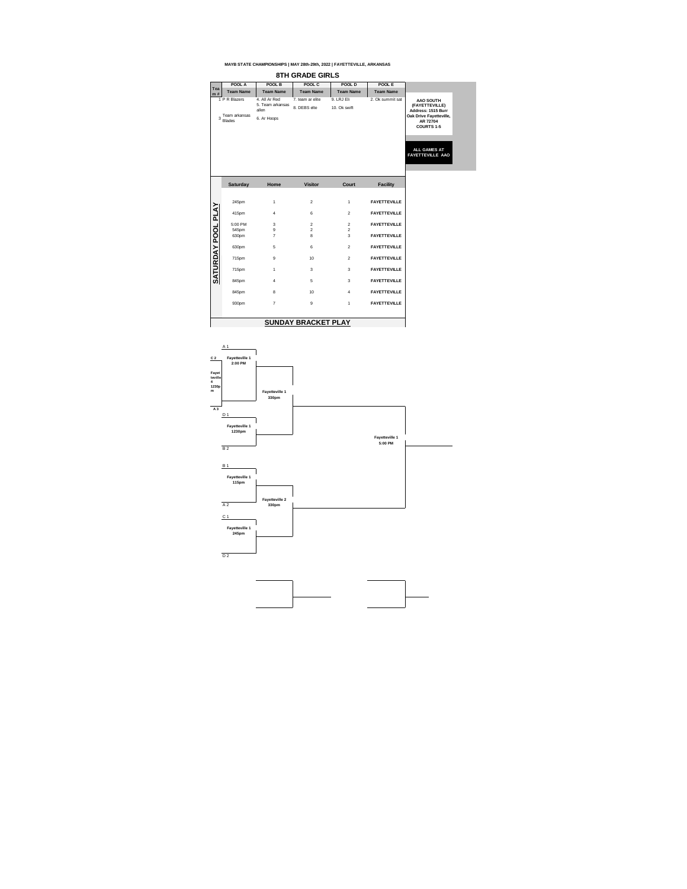MAYB STATE CHAMPIONSHIPS | MAY 28th-29th, 2022 | FAYETTEVILLE, ARKANSAS

## 8TH GRADE GIRLS

| Team # | POOL A | POOL B | POOL C | POOL D | POOL E |
|---|---|---|---|---|---|
| | Team Name | Team Name | Team Name | Team Name | Team Name |
| 1 | P R Blazers | 4. All Ar Red | 7. team ar elite | 9. LRJ Eli | 2. Ok summit sat |
| | | 5. Team arkansas allen | 8. DEBS elte | 10. Ok swift | |
| 3 | Team arkansas Blades | 6. Ar Hoops | | | |

**AAO SOUTH (FAYETTEVILLE)**
**Address: 1515 Burr Oak Drive Fayetteville, AR 72704**
**COURTS 1-5**

**ALL GAMES AT FAYETTEVILLE AAO**

### SATURDAY POOL PLAY

| Saturday | Home | Visitor | Court | Facility |
|---|---|---|---|---|
| 245pm | 1 | 2 | 1 | FAYETTEVILLE |
| 415pm | 4 | 6 | 2 | FAYETTEVILLE |
| 5:00 PM | 3 | 2 | 2 | FAYETTEVILLE |
| 545pm | 9 | 2 | 2 | |
| 630pm | 7 | 8 | 3 | FAYETTEVILLE |
| 630pm | 5 | 6 | 2 | FAYETTEVILLE |
| 715pm | 9 | 10 | 2 | FAYETTEVILLE |
| 715pm | 1 | 3 | 3 | FAYETTEVILLE |
| 845pm | 4 | 5 | 3 | FAYETTEVILLE |
| 845pm | 8 | 10 | 4 | FAYETTEVILLE |
| 930pm | 7 | 9 | 1 | FAYETTEVILLE |

### SUNDAY BRACKET PLAY

- C 2 vs A 3 — Fayetteville 4 1230pm
- A 1 vs winner — Fayetteville 1 2:00 PM
- D 1 vs B 2 — Fayetteville 1 1230pm
- Fayetteville 1 330pm
- B 1 vs A 2 — Fayetteville 1 115pm
- C 1 vs D 2 — Fayetteville 1 245pm
- Fayetteville 2 330pm
- Final — Fayetteville 1 5:00 PM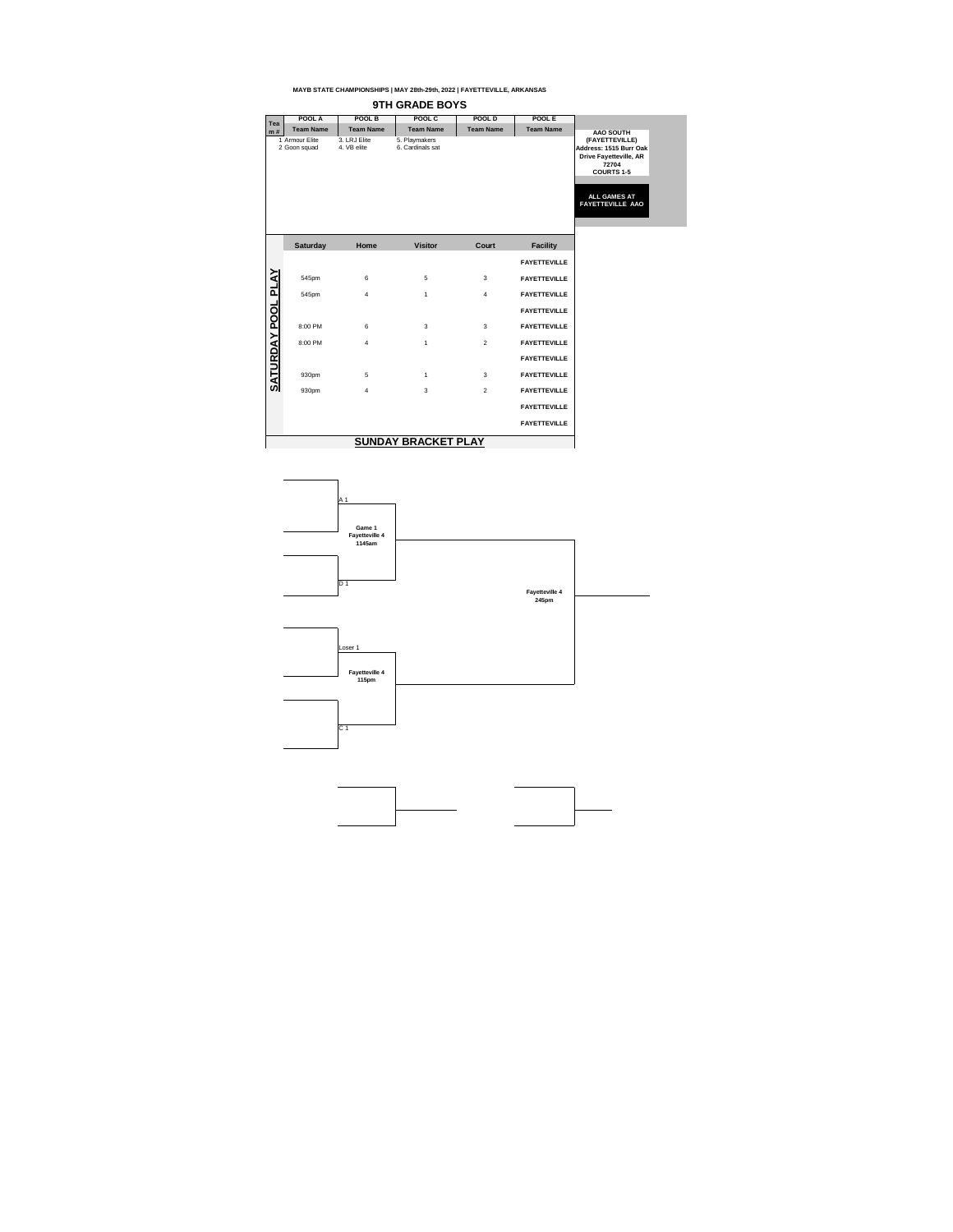MAYB STATE CHAMPIONSHIPS | MAY 28th-29th, 2022 | FAYETTEVILLE, ARKANSAS

## 9TH GRADE BOYS

| Team # | POOL A Team Name | POOL B Team Name | POOL C Team Name | POOL D Team Name | POOL E Team Name |
|---|---|---|---|---|---|
| | 1 Armour Elite | 3. LRJ Elite | 5. Playmakers | | |
| | 2 Goon squad | 4. VB elite | 6. Cardinals sat | | |

**AAO SOUTH (FAYETTEVILLE)**
**Address: 1515 Burr Oak Drive Fayetteville, AR 72704**
**COURTS 1-5**

**ALL GAMES AT FAYETTEVILLE AAO**

### SATURDAY POOL PLAY

| Saturday | Home | Visitor | Court | Facility |
|---|---|---|---|---|
| | | | | FAYETTEVILLE |
| 545pm | 6 | 5 | 3 | FAYETTEVILLE |
| 545pm | 4 | 1 | 4 | FAYETTEVILLE |
| | | | | FAYETTEVILLE |
| 8:00 PM | 6 | 3 | 3 | FAYETTEVILLE |
| 8:00 PM | 4 | 1 | 2 | FAYETTEVILLE |
| | | | | FAYETTEVILLE |
| 930pm | 5 | 1 | 3 | FAYETTEVILLE |
| 930pm | 4 | 3 | 2 | FAYETTEVILLE |
| | | | | FAYETTEVILLE |
| | | | | FAYETTEVILLE |

### SUNDAY BRACKET PLAY

A 1

**Game 1**
**Fayetteville 4**
**1145am**

D 1

**Fayetteville 4**
**245pm**

Loser 1

**Fayetteville 4**
**115pm**

C 1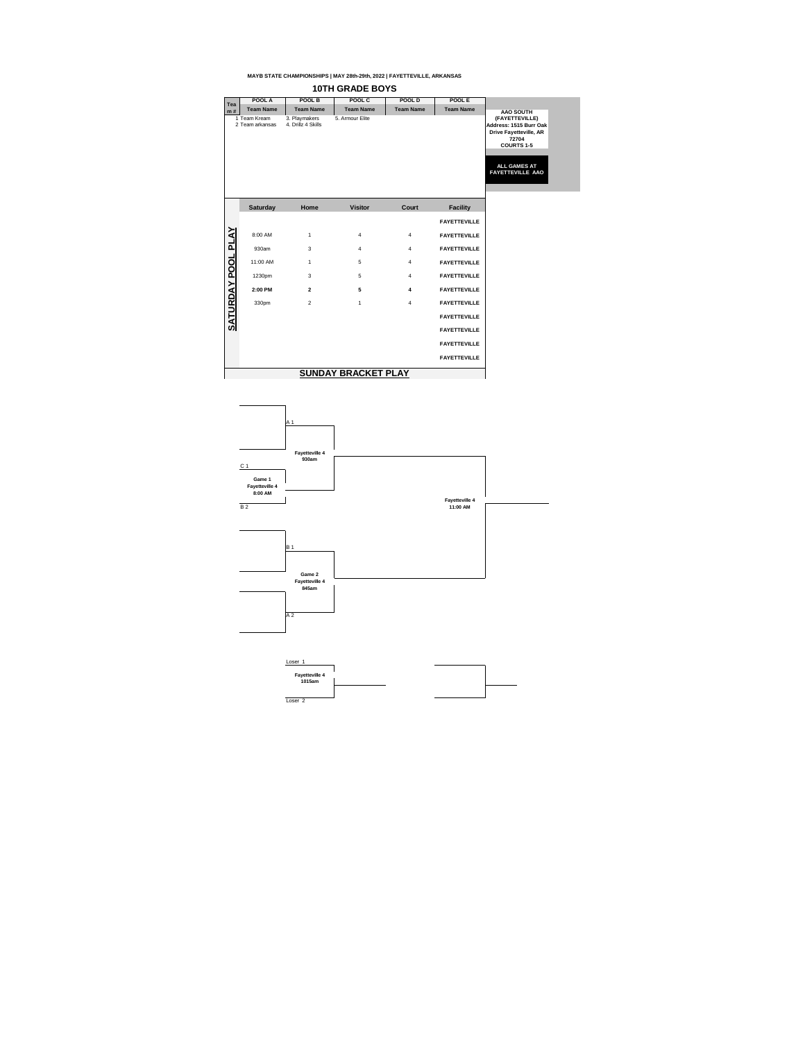**MAYB STATE CHAMPIONSHIPS | MAY 28th-29th, 2022 | FAYETTEVILLE, ARKANSAS**

# 10TH GRADE BOYS

| Team # | POOL A | POOL B | POOL C | POOL D | POOL E |
|---|---|---|---|---|---|
| | Team Name | Team Name | Team Name | Team Name | Team Name |
| | 1 Team Kream | 3. Playmakers | 5. Armour Elite | | |
| | 2 Team arkansas | 4. Drillz 4 Skills | | | |

**AAO SOUTH (FAYETTEVILLE)**
**Address: 1515 Burr Oak Drive Fayetteville, AR 72704**
**COURTS 1-5**

**ALL GAMES AT FAYETTEVILLE AAO**

## SATURDAY POOL PLAY

| Saturday | Home | Visitor | Court | Facility |
|---|---|---|---|---|
| | | | | FAYETTEVILLE |
| 8:00 AM | 1 | 4 | 4 | FAYETTEVILLE |
| 930am | 3 | 4 | 4 | FAYETTEVILLE |
| 11:00 AM | 1 | 5 | 4 | FAYETTEVILLE |
| 1230pm | 3 | 5 | 4 | FAYETTEVILLE |
| **2:00 PM** | **2** | **5** | **4** | FAYETTEVILLE |
| 330pm | 2 | 1 | 4 | FAYETTEVILLE |
| | | | | FAYETTEVILLE |
| | | | | FAYETTEVILLE |
| | | | | FAYETTEVILLE |
| | | | | FAYETTEVILLE |

## SUNDAY BRACKET PLAY

- A 1 vs. Winner Game 1 — **Fayetteville 4, 930am**
  - **Game 1** — **Fayetteville 4, 8:00 AM**: C 1 vs. B 2
- B 1 vs. A 2 — **Game 2, Fayetteville 4, 845am**
- Final — **Fayetteville 4, 11:00 AM**

Loser 1 vs. Loser 2 — **Fayetteville 4, 1015am**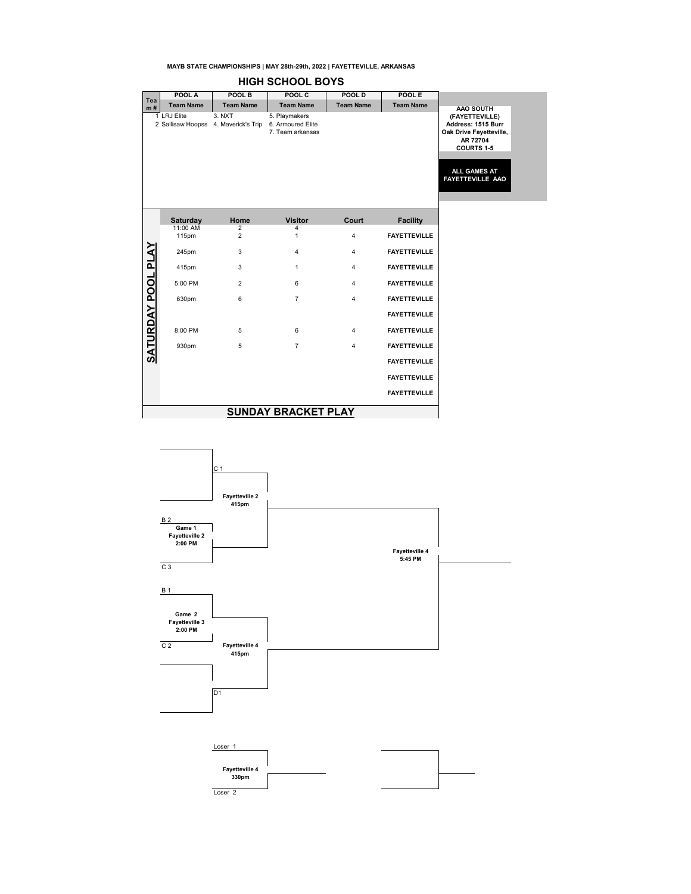MAYB STATE CHAMPIONSHIPS | MAY 28th-29th, 2022 | FAYETTEVILLE, ARKANSAS

## HIGH SCHOOL BOYS

| Team # | POOL A | POOL B | POOL C | POOL D | POOL E |
|---|---|---|---|---|---|
| | Team Name | Team Name | Team Name | Team Name | Team Name |
| | 1 LRJ Elite | 3. NXT | 5. Playmakers | | |
| | 2 Sallisaw Hoopss | 4. Maverick's Trip | 6. Armoured Elite | | |
| | | | 7. Team arkansas | | |

**AAO SOUTH (FAYETTEVILLE)**
**Address: 1515 Burr Oak Drive Fayetteville, AR 72704**
**COURTS 1-5**

**ALL GAMES AT FAYETTEVILLE AAO**

### SATURDAY POOL PLAY

| Saturday | Home | Visitor | Court | Facility |
|---|---|---|---|---|
| 11:00 AM | 2 | 4 | | |
| 115pm | 2 | 1 | 4 | FAYETTEVILLE |
| 245pm | 3 | 4 | 4 | FAYETTEVILLE |
| 415pm | 3 | 1 | 4 | FAYETTEVILLE |
| 5:00 PM | 2 | 6 | 4 | FAYETTEVILLE |
| 630pm | 6 | 7 | 4 | FAYETTEVILLE |
| | | | | FAYETTEVILLE |
| 8:00 PM | 5 | 6 | 4 | FAYETTEVILLE |
| 930pm | 5 | 7 | 4 | FAYETTEVILLE |
| | | | | FAYETTEVILLE |
| | | | | FAYETTEVILLE |
| | | | | FAYETTEVILLE |

## SUNDAY BRACKET PLAY

C 1

**Fayetteville 2**
**415pm**

B 2

**Game 1**
**Fayetteville 2**
**2:00 PM**

C 3

**Fayetteville 4**
**5:45 PM**

B 1

**Game 2**
**Fayetteville 3**
**2:00 PM**

C 2

**Fayetteville 4**
**415pm**

D1

Loser 1

**Fayetteville 4**
**330pm**

Loser 2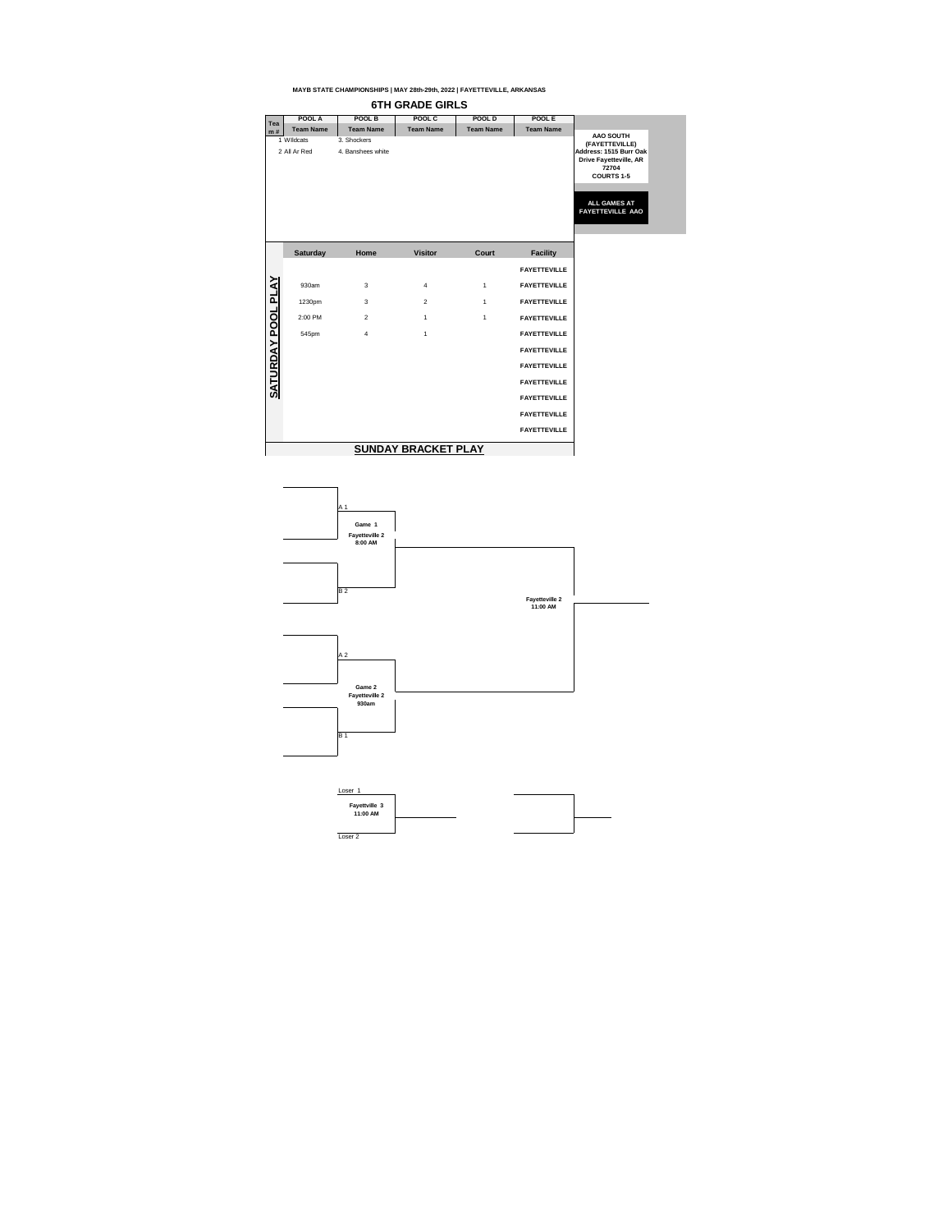MAYB STATE CHAMPIONSHIPS | MAY 28th-29th, 2022 | FAYETTEVILLE, ARKANSAS

## 6TH GRADE GIRLS

| Team # | POOL A Team Name | POOL B Team Name | POOL C Team Name | POOL D Team Name | POOL E Team Name |
|---|---|---|---|---|---|
| | 1 Wildcats | 3. Shockers | | | |
| | 2 All Ar Red | 4. Banshees white | | | |

**AAO SOUTH (FAYETTEVILLE)**
**Address: 1515 Burr Oak Drive Fayetteville, AR 72704**
**COURTS 1-5**

**ALL GAMES AT FAYETTEVILLE AAO**

### SATURDAY POOL PLAY

| Saturday | Home | Visitor | Court | Facility |
|---|---|---|---|---|
| | | | | FAYETTEVILLE |
| 930am | 3 | 4 | 1 | FAYETTEVILLE |
| 1230pm | 3 | 2 | 1 | FAYETTEVILLE |
| 2:00 PM | 2 | 1 | 1 | FAYETTEVILLE |
| 545pm | 4 | 1 | | FAYETTEVILLE |
| | | | | FAYETTEVILLE |
| | | | | FAYETTEVILLE |
| | | | | FAYETTEVILLE |
| | | | | FAYETTEVILLE |
| | | | | FAYETTEVILLE |
| | | | | FAYETTEVILLE |

### SUNDAY BRACKET PLAY

A 1

**Game 1**
**Fayetteville 2**
**8:00 AM**

B 2

**Fayetteville 2**
**11:00 AM**

A 2

**Game 2**
**Fayetteville 2**
**930am**

B 1

Loser 1

**Fayettville 3**
**11:00 AM**

Loser 2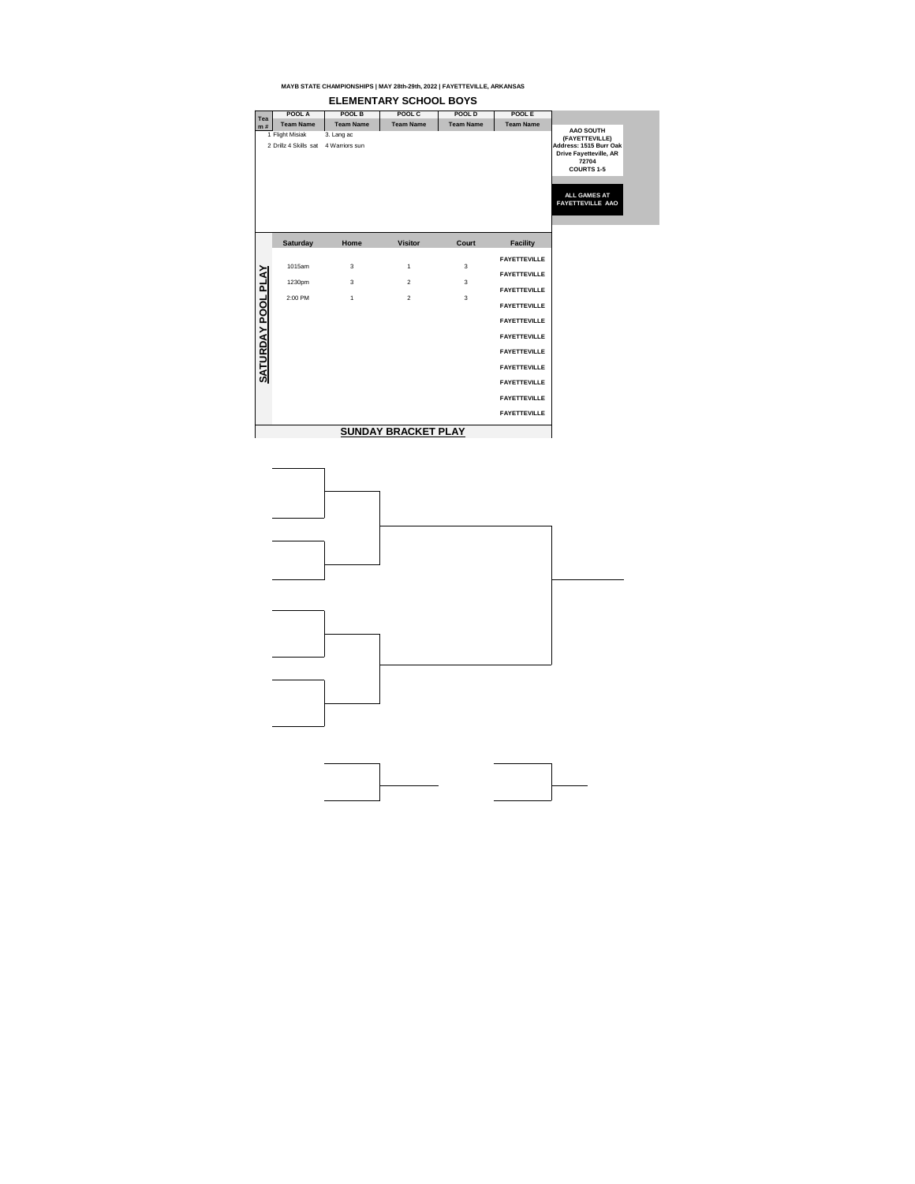MAYB STATE CHAMPIONSHIPS | MAY 28th-29th, 2022 | FAYETTEVILLE, ARKANSAS

# ELEMENTARY SCHOOL BOYS

| Team # | POOL A Team Name | POOL B Team Name | POOL C Team Name | POOL D Team Name | POOL E Team Name |
|---|---|---|---|---|---|
| 1 | Flight Misiak | 3. Lang ac | | | |
| 2 | Drillz 4 Skills sat | 4 Warriors sun | | | |

**AAO SOUTH (FAYETTEVILLE)**
**Address: 1515 Burr Oak Drive Fayetteville, AR 72704**
**COURTS 1-5**

**ALL GAMES AT FAYETTEVILLE AAO**

## SATURDAY POOL PLAY

| Saturday | Home | Visitor | Court | Facility |
|---|---|---|---|---|
| | | | | FAYETTEVILLE |
| 1015am | 3 | 1 | 3 | FAYETTEVILLE |
| 1230pm | 3 | 2 | 3 | FAYETTEVILLE |
| 2:00 PM | 1 | 2 | 3 | FAYETTEVILLE |
| | | | | FAYETTEVILLE |
| | | | | FAYETTEVILLE |
| | | | | FAYETTEVILLE |
| | | | | FAYETTEVILLE |
| | | | | FAYETTEVILLE |
| | | | | FAYETTEVILLE |
| | | | | FAYETTEVILLE |

## SUNDAY BRACKET PLAY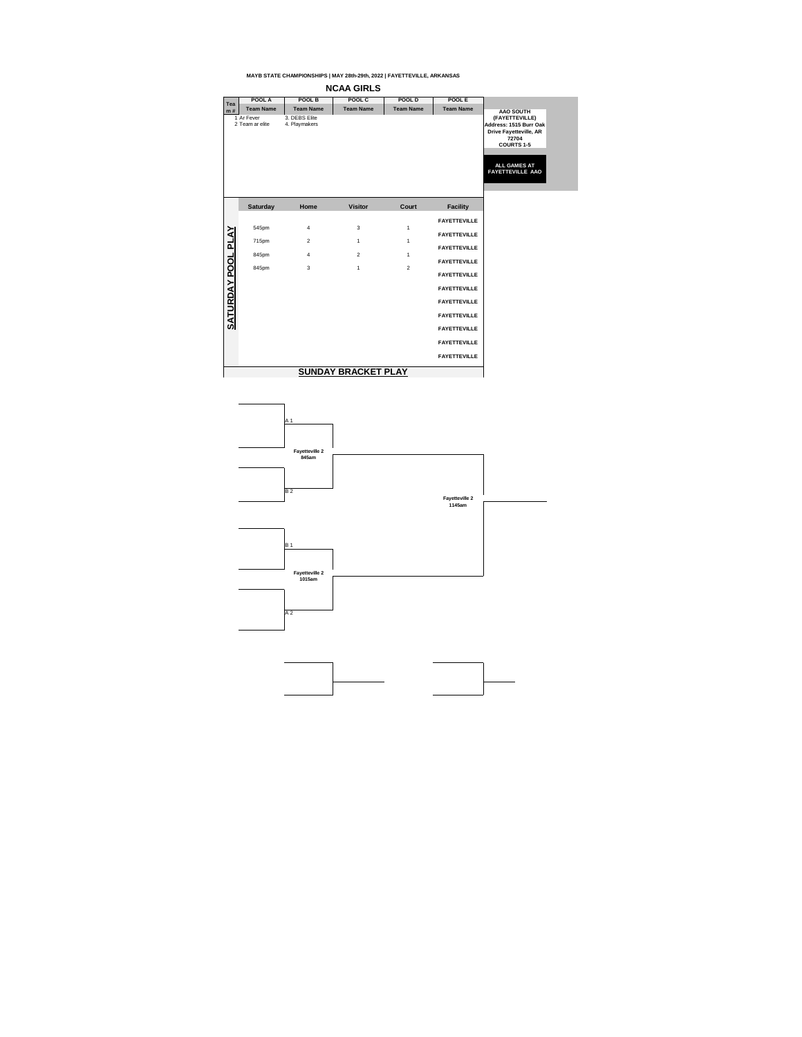MAYB STATE CHAMPIONSHIPS | MAY 28th-29th, 2022 | FAYETTEVILLE, ARKANSAS

# NCAA GIRLS

| Team # | POOL A Team Name | POOL B Team Name | POOL C Team Name | POOL D Team Name | POOL E Team Name |
|---|---|---|---|---|---|
| | 1 Ar Fever | 3. DEBS Elite | | | |
| | 2 Team ar elite | 4. Playmakers | | | |

**AAO SOUTH (FAYETTEVILLE)**
**Address: 1515 Burr Oak Drive Fayetteville, AR 72704**
**COURTS 1-5**

**ALL GAMES AT FAYETTEVILLE AAO**

## SATURDAY POOL PLAY

| Saturday | Home | Visitor | Court | Facility |
|---|---|---|---|---|
| | | | | FAYETTEVILLE |
| 545pm | 4 | 3 | 1 | FAYETTEVILLE |
| 715pm | 2 | 1 | 1 | FAYETTEVILLE |
| 845pm | 4 | 2 | 1 | FAYETTEVILLE |
| 845pm | 3 | 1 | 2 | FAYETTEVILLE |
| | | | | FAYETTEVILLE |
| | | | | FAYETTEVILLE |
| | | | | FAYETTEVILLE |
| | | | | FAYETTEVILLE |
| | | | | FAYETTEVILLE |
| | | | | FAYETTEVILLE |

## SUNDAY BRACKET PLAY

A 1

**Fayetteville 2**
**845am**

B 2

**Fayetteville 2**
**1145am**

B 1

**Fayetteville 2**
**1015am**

A 2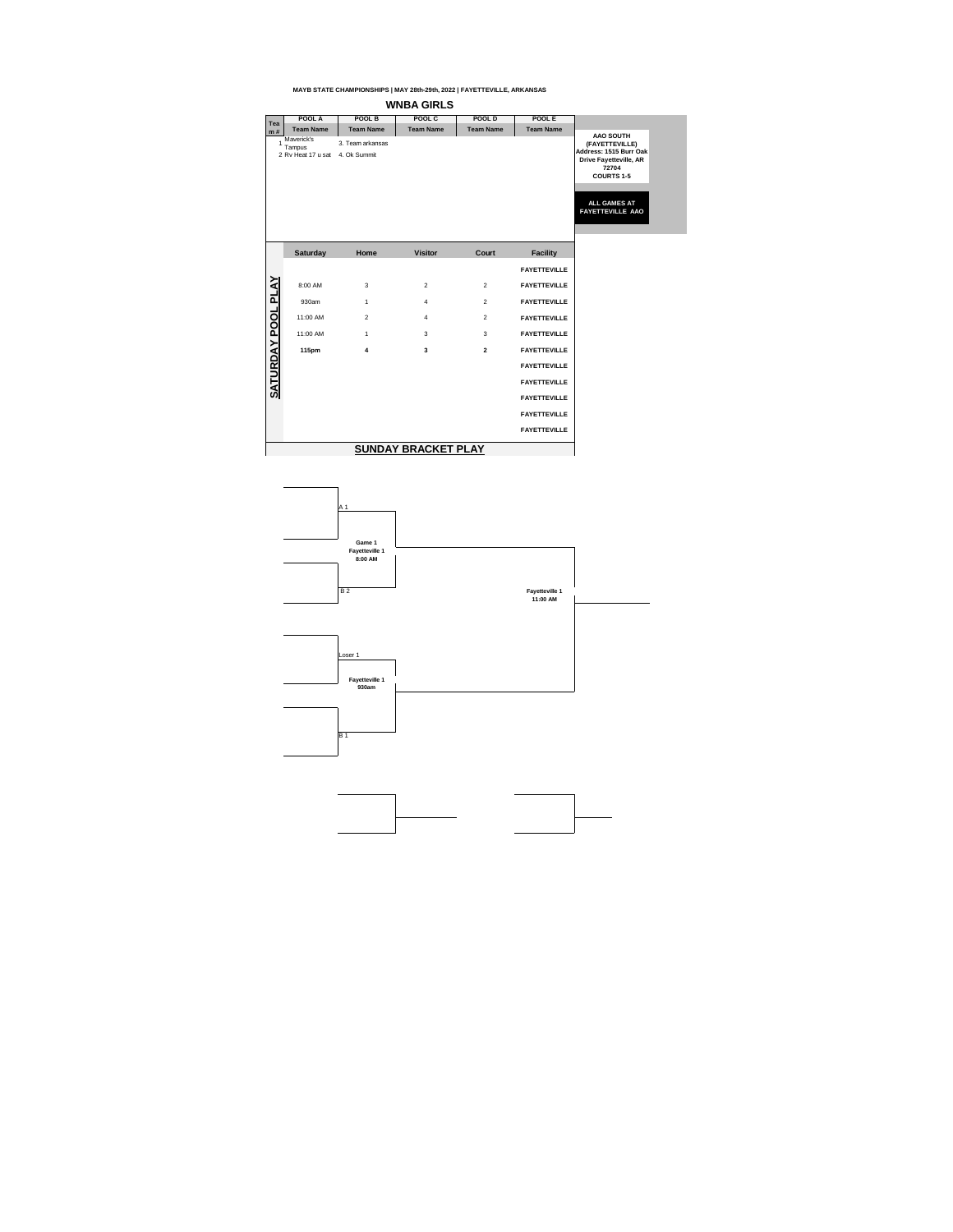MAYB STATE CHAMPIONSHIPS | MAY 28th-29th, 2022 | FAYETTEVILLE, ARKANSAS

## WNBA GIRLS

| Team # | POOL A Team Name | POOL B Team Name | POOL C Team Name | POOL D Team Name | POOL E Team Name |
|---|---|---|---|---|---|
| 1 | Maverick's Tampus | 3. Team arkansas | | | |
| 2 | Rv Heat 17 u sat | 4. Ok Summit | | | |

**AAO SOUTH (FAYETTEVILLE)**
**Address: 1515 Burr Oak Drive Fayetteville, AR 72704**
**COURTS 1-5**

**ALL GAMES AT FAYETTEVILLE AAO**

### SATURDAY POOL PLAY

| Saturday | Home | Visitor | Court | Facility |
|---|---|---|---|---|
| | | | | FAYETTEVILLE |
| 8:00 AM | 3 | 2 | 2 | FAYETTEVILLE |
| 930am | 1 | 4 | 2 | FAYETTEVILLE |
| 11:00 AM | 2 | 4 | 2 | FAYETTEVILLE |
| 11:00 AM | 1 | 3 | 3 | FAYETTEVILLE |
| **115pm** | **4** | **3** | **2** | FAYETTEVILLE |
| | | | | FAYETTEVILLE |
| | | | | FAYETTEVILLE |
| | | | | FAYETTEVILLE |
| | | | | FAYETTEVILLE |
| | | | | FAYETTEVILLE |

### SUNDAY BRACKET PLAY

A 1

**Game 1**
**Fayetteville 1**
**8:00 AM**

B 2

**Fayetteville 1**
**11:00 AM**

Loser 1

**Fayetteville 1**
**930am**

B 1